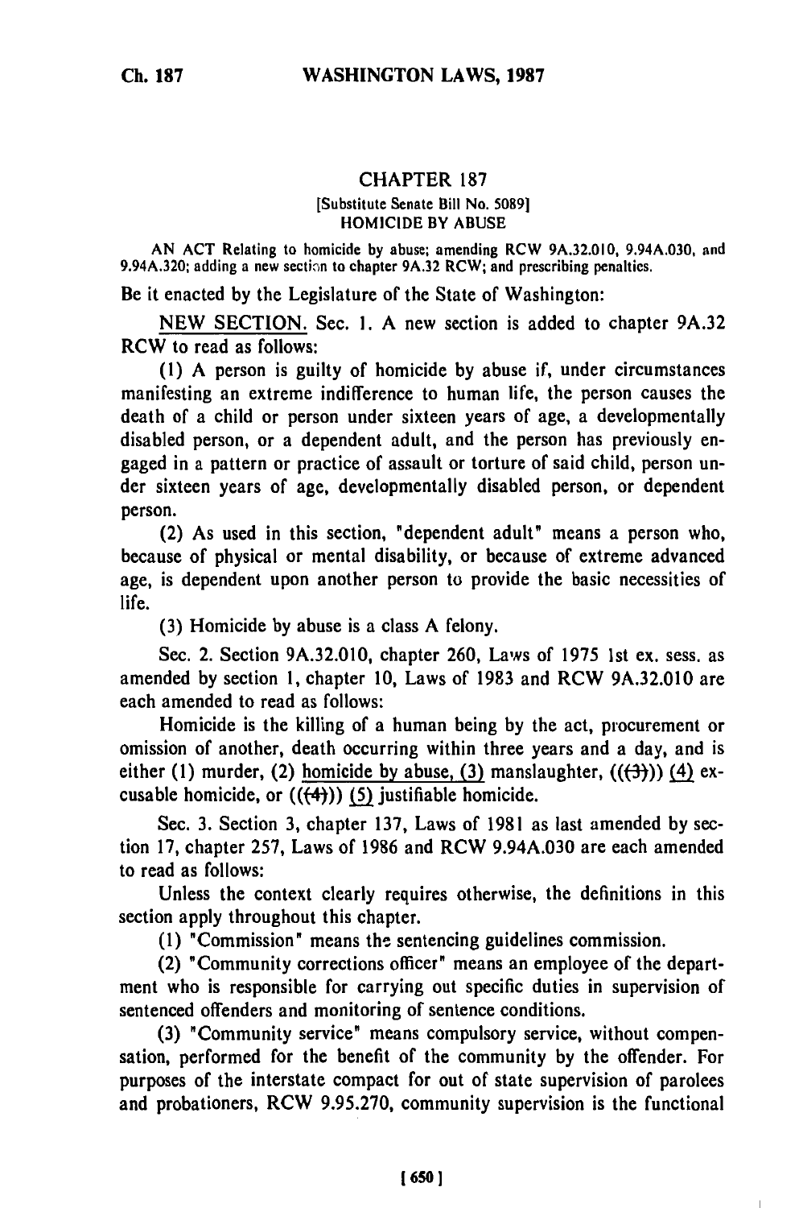# CHAPTER 187

[Substitute Senate Bill No. 5089]

HOMICIDE BY ABUSE

AN ACT Relating to homicide by abuse; amending RCW 9A.32.010, 9.94A.030, and 9.94A.320; adding a new section to chapter 9A.32 RCW; and prescribing penalties.

Be it enacted by the Legislature of the State of Washington:

NEW SECTION. Sec. 1. A new section is added to chapter 9A.32 RCW to read as follows:

(1) A person is guilty of homicide by abuse if, under circumstances manifesting an extreme indifference to human life, the person causes the death of a child or person under sixteen years of age, a developmentally disabled person, or a dependent adult, and the person has previously engaged in a pattern or practice of assault or torture of said child, person under sixteen years of age, developmentally disabled person, or dependent person.

(2) As used in this section, "dependent adult" means a person who, because of physical or mental disability, or because of extreme advanced age, is dependent upon another person to provide the basic necessities of life.

(3) Homicide by abuse is a class A felony.

Sec. 2. Section 9A.32.010, chapter 260, Laws of 1975 1st ex. sess. as amended by section 1, chapter 10, Laws of 1983 and RCW 9A.32.010 are each amended to read as follows:

Homicide is the killing of a human being by the act, procurement or omission of another, death occurring within three years and a day, and is either (1) murder, (2) homicide by abuse, (3) manslaughter, (((3))) (4) excusable homicide, or (((4))) (5) justifiable homicide.

Sec. 3. Section 3, chapter 137, Laws of 1981 as last amended by section 17, chapter 257, Laws of 1986 and RCW 9.94A.030 are each amended to read as follows:

Unless the context clearly requires otherwise, the definitions in this section apply throughout this chapter.

(1) "Commission" means the sentencing guidelines commission.

(2) "Community corrections officer" means an employee of the department who is responsible for carrying out specific duties in supervision of sentenced offenders and monitoring of sentence conditions.

(3) "Community service" means compulsory service, without compensation, performed for the benefit of the community by the offender. For purposes of the interstate compact for out of state supervision of parolees and probationers, RCW 9.95.270, community supervision is the functional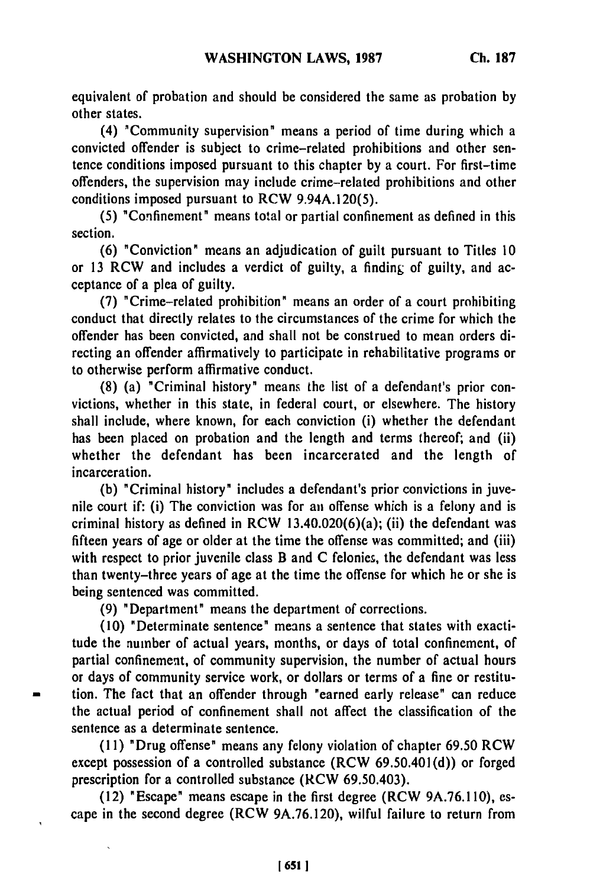equivalent of probation and should be considered the same as probation by other states.

(4) "Community supervision" means a period of time during which a convicted offender is subject to crime-related prohibitions and other sentence conditions imposed pursuant to this chapter by a court. For first-time offenders, the supervision may include crime-related prohibitions and other conditions imposed pursuant to RCW 9.94A.120(5).

(5) "Confinement" means total or partial confinement as defined in this section.

(6) "Conviction" means an adjudication of guilt pursuant to Titles 10 or 13 RCW and includes a verdict of guilty, a finding of guilty, and acceptance of a plea of guilty.

(7) "Crime-related prohibition" means an order of a court prohibiting conduct that directly relates to the circumstances of the crime for which the offender has been convicted, and shall not be construed to mean orders directing an offender affirmatively to participate in rehabilitative programs or to otherwise perform affirmative conduct.

(8) (a) "Criminal history" means the list of a defendant's prior convictions, whether in this state, in federal court, or elsewhere. The history shall include, where known, for each conviction (i) whether the defendant has been placed on probation and the length and terms thereof; and (ii) whether the defendant has been incarcerated and the length of incarceration.

(b) "Criminal history" includes a defendant's prior convictions in juvenile court if: (i) The conviction was for an offense which is a felony and is criminal history as defined in RCW 13.40.020(6)(a); (ii) the defendant was fifteen years of age or older at the time the offense was committed; and (iii) with respect to prior juvenile class B and C felonies, the defendant was less than twenty-three years of age at the time the offense for which he or she is being sentenced was committed.

(9) "Department" means the department of corrections.

(10) "Determinate sentence" means a sentence that states with exactitude the number of actual years, months, or days of total confinement, of partial confinement, of community supervision, the number of actual hours or days of community service work, or dollars or terms of a fine or restitution. The fact that an offender through "earned early release" can reduce the actual period of confinement shall not affect the classification of the sentence as a determinate sentence.

(11) "Drug offense" means any felony violation of chapter 69.50 RCW except possession of a controlled substance (RCW 69.50.401(d)) or forged prescription for a controlled substance (RCW 69.50.403).

(12) "Escape" means escape in the first degree (RCW 9A.76.110), escape in the second degree (RCW 9A.76.120), wilful failure to return from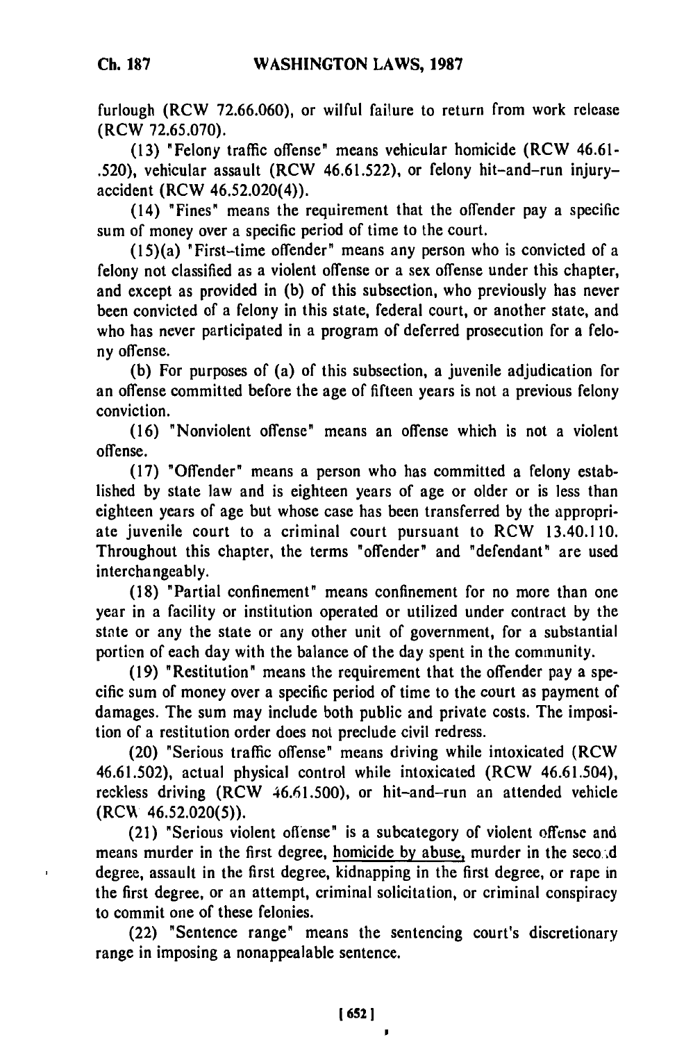furlough (RCW 72.66.060), or wilful failure to return from work release (RCW 72.65.070).

(13) "Felony traffic offense" means vehicular homicide (RCW 46.61-.520), vehicular assault (RCW 46.61.522), or felony hit-and-run injury-accident (RCW 46.52.020(4)).

(14) "Fines" means the requirement that the offender pay a specific sum of money over a specific period of time to the court.

(15)(a) "First-time offender" means any person who is convicted of a felony not classified as a violent offense or a sex offense under this chapter, and except as provided in (b) of this subsection, who previously has never been convicted of a felony in this state, federal court, or another state, and who has never participated in a program of deferred prosecution for a felony offense.

(b) For purposes of (a) of this subsection, a juvenile adjudication for an offense committed before the age of fifteen years is not a previous felony conviction.

(16) "Nonviolent offense" means an offense which is not a violent offense.

(17) "Offender" means a person who has committed a felony established by state law and is eighteen years of age or older or is less than eighteen years of age but whose case has been transferred by the appropriate juvenile court to a criminal court pursuant to RCW 13.40.110. Throughout this chapter, the terms "offender" and "defendant" are used interchangeably.

(18) "Partial confinement" means confinement for no more than one year in a facility or institution operated or utilized under contract by the state or any the state or any other unit of government, for a substantial portion of each day with the balance of the day spent in the community.

(19) "Restitution" means the requirement that the offender pay a specific sum of money over a specific period of time to the court as payment of damages. The sum may include both public and private costs. The imposition of a restitution order does not preclude civil redress.

(20) "Serious traffic offense" means driving while intoxicated (RCW 46.61.502), actual physical control while intoxicated (RCW 46.61.504), reckless driving (RCW 46.61.500), or hit-and-run an attended vehicle (RCW 46.52.020(5)).

(21) "Serious violent offense" is a subcategory of violent offense and means murder in the first degree, homicide by abuse, murder in the second degree, assault in the first degree, kidnapping in the first degree, or rape in the first degree, or an attempt, criminal solicitation, or criminal conspiracy to commit one of these felonies.

(22) "Sentence range" means the sentencing court's discretionary range in imposing a nonappealable sentence.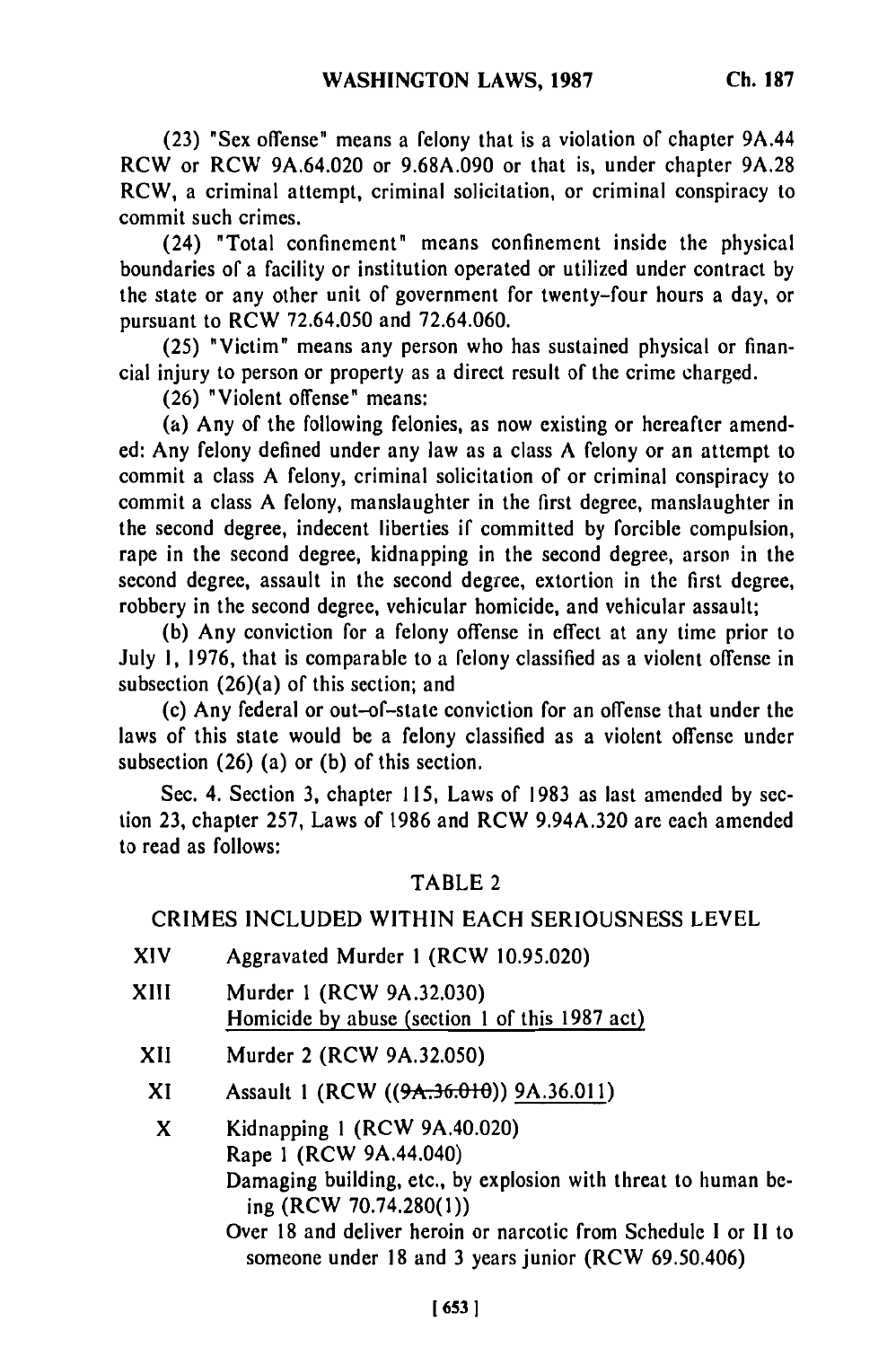(23) "Sex offense" means a felony that is a violation of chapter 9A.44 RCW or RCW 9A.64.020 or 9.68A.090 or that is, under chapter 9A.28 RCW, a criminal attempt, criminal solicitation, or criminal conspiracy to commit such crimes.

(24) "Total confinement" means confinement inside the physical boundaries of a facility or institution operated or utilized under contract by the state or any other unit of government for twenty-four hours a day, or pursuant to RCW 72.64.050 and 72.64.060.

(25) "Victim" means any person who has sustained physical or financial injury to person or property as a direct result of the crime charged.

(26) "Violent offense" means:

(a) Any of the following felonies, as now existing or hereafter amended: Any felony defined under any law as a class A felony or an attempt to commit a class A felony, criminal solicitation of or criminal conspiracy to commit a class A felony, manslaughter in the first degree, manslaughter in the second degree, indecent liberties if committed by forcible compulsion, rape in the second degree, kidnapping in the second degree, arson in the second degree, assault in the second degree, extortion in the first degree, robbery in the second degree, vehicular homicide, and vehicular assault;

(b) Any conviction for a felony offense in effect at any time prior to July 1, 1976, that is comparable to a felony classified as a violent offense in subsection (26)(a) of this section; and

(c) Any federal or out-of-state conviction for an offense that under the laws of this state would be a felony classified as a violent offense under subsection (26) (a) or (b) of this section.

Sec. 4. Section 3, chapter 115, Laws of 1983 as last amended by section 23, chapter 257, Laws of 1986 and RCW 9.94A.320 are each amended to read as follows:

TABLE 2

CRIMES INCLUDED WITHIN EACH SERIOUSNESS LEVEL

| | |
|---|---|
| XIV | Aggravated Murder 1 (RCW 10.95.020) |
| XIII | Murder 1 (RCW 9A.32.030)<br>Homicide by abuse (section 1 of this 1987 act) |
| XII | Murder 2 (RCW 9A.32.050) |
| XI | Assault 1 (RCW ((~~9A.36.010~~)) 9A.36.011) |
| X | Kidnapping 1 (RCW 9A.40.020)<br>Rape 1 (RCW 9A.44.040)<br>Damaging building, etc., by explosion with threat to human being (RCW 70.74.280(1))<br>Over 18 and deliver heroin or narcotic from Schedule I or II to someone under 18 and 3 years junior (RCW 69.50.406) |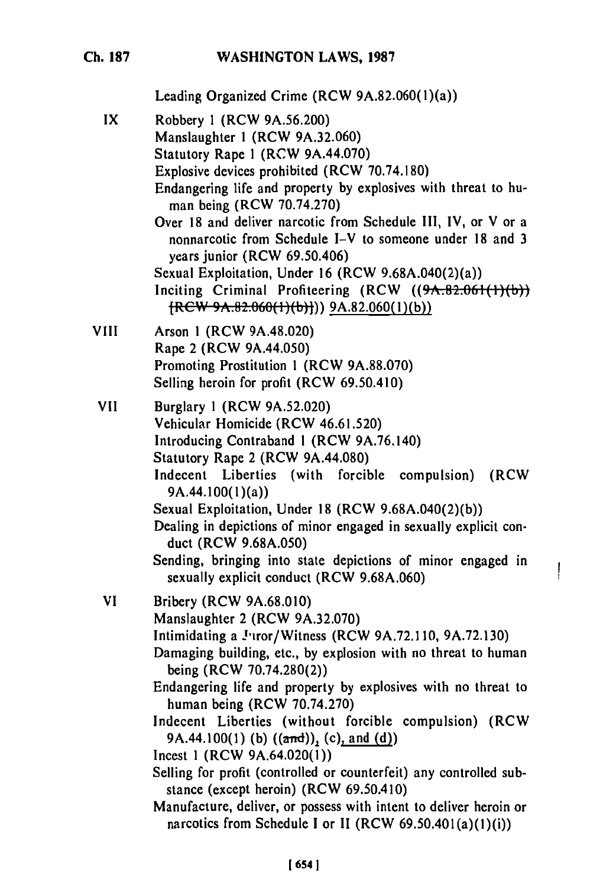Leading Organized Crime (RCW 9A.82.060(1)(a))

IX Robbery 1 (RCW 9A.56.200)
Manslaughter 1 (RCW 9A.32.060)
Statutory Rape 1 (RCW 9A.44.070)
Explosive devices prohibited (RCW 70.74.180)
Endangering life and property by explosives with threat to human being (RCW 70.74.270)
Over 18 and deliver narcotic from Schedule III, IV, or V or a nonnarcotic from Schedule I–V to someone under 18 and 3 years junior (RCW 69.50.406)
Sexual Exploitation, Under 16 (RCW 9.68A.040(2)(a))
Inciting Criminal Profiteering (RCW ((~~9A.82.061(1)(b)) [RCW 9A.82.060(1)(b)]~~)) <u>9A.82.060(1)(b))</u>

VIII Arson 1 (RCW 9A.48.020)
Rape 2 (RCW 9A.44.050)
Promoting Prostitution 1 (RCW 9A.88.070)
Selling heroin for profit (RCW 69.50.410)

VII Burglary 1 (RCW 9A.52.020)
Vehicular Homicide (RCW 46.61.520)
Introducing Contraband 1 (RCW 9A.76.140)
Statutory Rape 2 (RCW 9A.44.080)
Indecent Liberties (with forcible compulsion) (RCW 9A.44.100(1)(a))
Sexual Exploitation, Under 18 (RCW 9.68A.040(2)(b))
Dealing in depictions of minor engaged in sexually explicit conduct (RCW 9.68A.050)
Sending, bringing into state depictions of minor engaged in sexually explicit conduct (RCW 9.68A.060)

VI Bribery (RCW 9A.68.010)
Manslaughter 2 (RCW 9A.32.070)
Intimidating a Juror/Witness (RCW 9A.72.110, 9A.72.130)
Damaging building, etc., by explosion with no threat to human being (RCW 70.74.280(2))
Endangering life and property by explosives with no threat to human being (RCW 70.74.270)
Indecent Liberties (without forcible compulsion) (RCW 9A.44.100(1) (b) ((~~and~~))<u>,</u> (c)<u>, and (d)</u>)
Incest 1 (RCW 9A.64.020(1))
Selling for profit (controlled or counterfeit) any controlled substance (except heroin) (RCW 69.50.410)
Manufacture, deliver, or possess with intent to deliver heroin or narcotics from Schedule I or II (RCW 69.50.401(a)(1)(i))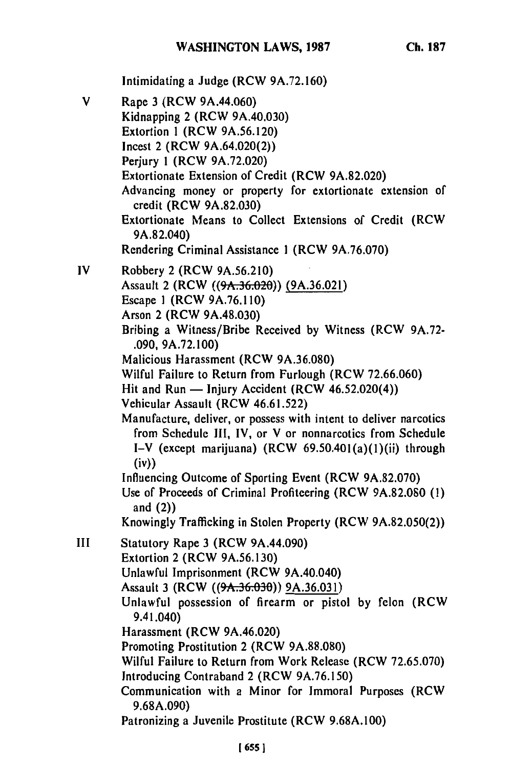Intimidating a Judge (RCW 9A.72.160)

V

- Rape 3 (RCW 9A.44.060)
- Kidnapping 2 (RCW 9A.40.030)
- Extortion 1 (RCW 9A.56.120)
- Incest 2 (RCW 9A.64.020(2))
- Perjury 1 (RCW 9A.72.020)
- Extortionate Extension of Credit (RCW 9A.82.020)
- Advancing money or property for extortionate extension of credit (RCW 9A.82.030)
- Extortionate Means to Collect Extensions of Credit (RCW 9A.82.040)
- Rendering Criminal Assistance 1 (RCW 9A.76.070)

IV

- Robbery 2 (RCW 9A.56.210)
- Assault 2 (RCW ((~~9A.36.020~~)) 9A.36.021)
- Escape 1 (RCW 9A.76.110)
- Arson 2 (RCW 9A.48.030)
- Bribing a Witness/Bribe Received by Witness (RCW 9A.72-.090, 9A.72.100)
- Malicious Harassment (RCW 9A.36.080)
- Wilful Failure to Return from Furlough (RCW 72.66.060)
- Hit and Run — Injury Accident (RCW 46.52.020(4))
- Vehicular Assault (RCW 46.61.522)
- Manufacture, deliver, or possess with intent to deliver narcotics from Schedule III, IV, or V or nonnarcotics from Schedule I–V (except marijuana) (RCW 69.50.401(a)(1)(ii) through (iv))
- Influencing Outcome of Sporting Event (RCW 9A.82.070)
- Use of Proceeds of Criminal Profiteering (RCW 9A.82.080 (1) and (2))
- Knowingly Trafficking in Stolen Property (RCW 9A.82.050(2))

III

- Statutory Rape 3 (RCW 9A.44.090)
- Extortion 2 (RCW 9A.56.130)
- Unlawful Imprisonment (RCW 9A.40.040)
- Assault 3 (RCW ((~~9A.36.030~~)) 9A.36.031)
- Unlawful possession of firearm or pistol by felon (RCW 9.41.040)
- Harassment (RCW 9A.46.020)
- Promoting Prostitution 2 (RCW 9A.88.080)
- Wilful Failure to Return from Work Release (RCW 72.65.070)
- Introducing Contraband 2 (RCW 9A.76.150)
- Communication with a Minor for Immoral Purposes (RCW 9.68A.090)
- Patronizing a Juvenile Prostitute (RCW 9.68A.100)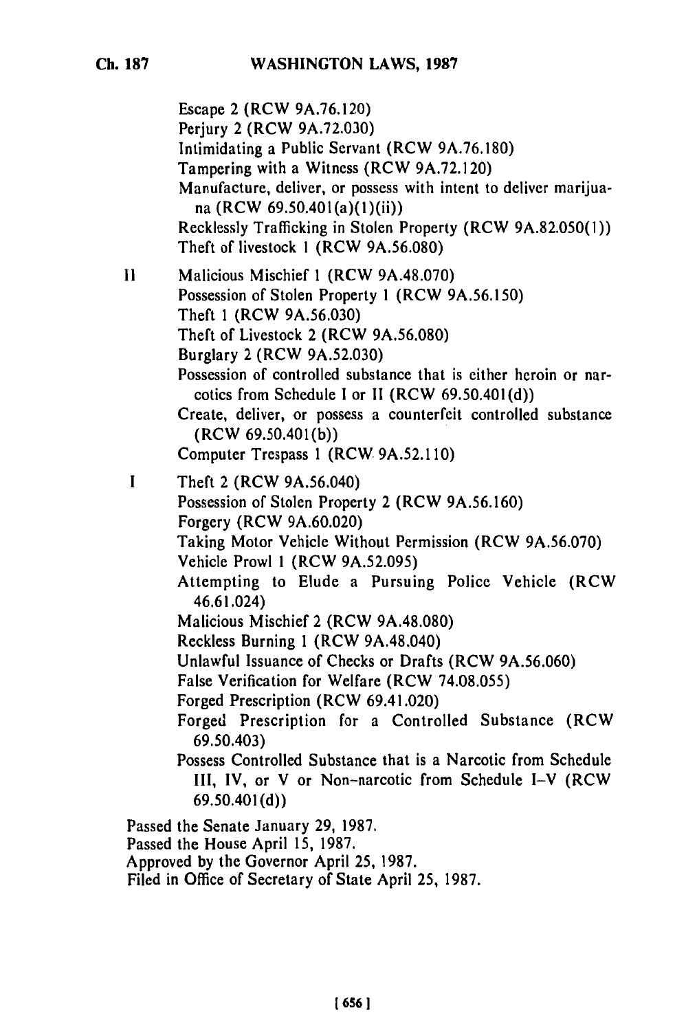Escape 2 (RCW 9A.76.120)
Perjury 2 (RCW 9A.72.030)
Intimidating a Public Servant (RCW 9A.76.180)
Tampering with a Witness (RCW 9A.72.120)
Manufacture, deliver, or possess with intent to deliver marijuana (RCW 69.50.401(a)(1)(ii))
Recklessly Trafficking in Stolen Property (RCW 9A.82.050(1))
Theft of livestock 1 (RCW 9A.56.080)

| | |
|---|---|
| II | Malicious Mischief 1 (RCW 9A.48.070)<br>Possession of Stolen Property 1 (RCW 9A.56.150)<br>Theft 1 (RCW 9A.56.030)<br>Theft of Livestock 2 (RCW 9A.56.080)<br>Burglary 2 (RCW 9A.52.030)<br>Possession of controlled substance that is either heroin or narcotics from Schedule I or II (RCW 69.50.401(d))<br>Create, deliver, or possess a counterfeit controlled substance (RCW 69.50.401(b))<br>Computer Trespass 1 (RCW 9A.52.110) |
| I | Theft 2 (RCW 9A.56.040)<br>Possession of Stolen Property 2 (RCW 9A.56.160)<br>Forgery (RCW 9A.60.020)<br>Taking Motor Vehicle Without Permission (RCW 9A.56.070)<br>Vehicle Prowl 1 (RCW 9A.52.095)<br>Attempting to Elude a Pursuing Police Vehicle (RCW 46.61.024)<br>Malicious Mischief 2 (RCW 9A.48.080)<br>Reckless Burning 1 (RCW 9A.48.040)<br>Unlawful Issuance of Checks or Drafts (RCW 9A.56.060)<br>False Verification for Welfare (RCW 74.08.055)<br>Forged Prescription (RCW 69.41.020)<br>Forged Prescription for a Controlled Substance (RCW 69.50.403)<br>Possess Controlled Substance that is a Narcotic from Schedule III, IV, or V or Non-narcotic from Schedule I-V (RCW 69.50.401(d)) |

Passed the Senate January 29, 1987.
Passed the House April 15, 1987.
Approved by the Governor April 25, 1987.
Filed in Office of Secretary of State April 25, 1987.